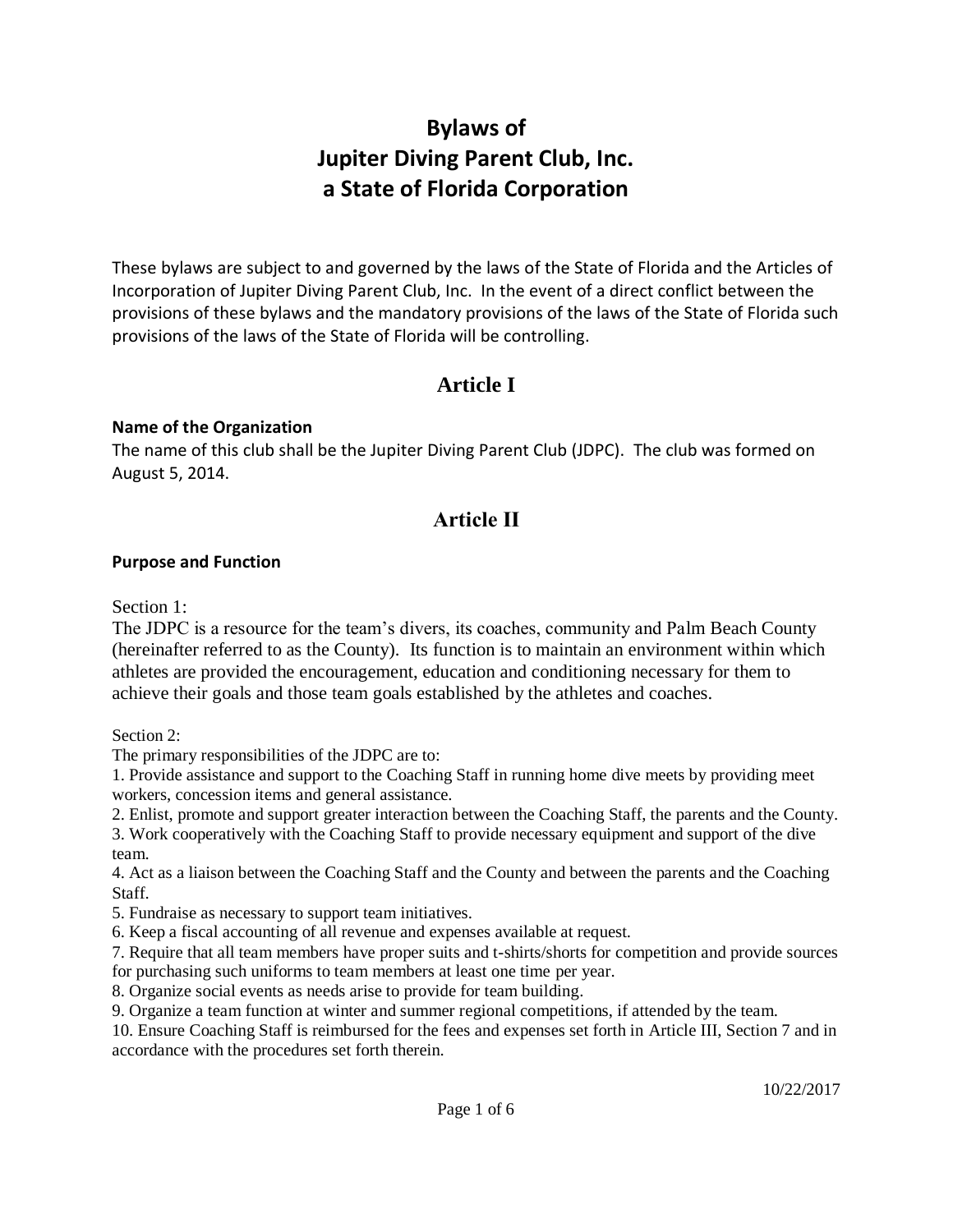# Bylaws of
# Jupiter Diving Parent Club, Inc.
# a State of Florida Corporation

These bylaws are subject to and governed by the laws of the State of Florida and the Articles of Incorporation of Jupiter Diving Parent Club, Inc. In the event of a direct conflict between the provisions of these bylaws and the mandatory provisions of the laws of the State of Florida such provisions of the laws of the State of Florida will be controlling.

## Article I

**Name of the Organization**

The name of this club shall be the Jupiter Diving Parent Club (JDPC). The club was formed on August 5, 2014.

## Article II

**Purpose and Function**

Section 1:

The JDPC is a resource for the team's divers, its coaches, community and Palm Beach County (hereinafter referred to as the County). Its function is to maintain an environment within which athletes are provided the encouragement, education and conditioning necessary for them to achieve their goals and those team goals established by the athletes and coaches.

Section 2:

The primary responsibilities of the JDPC are to:

1. Provide assistance and support to the Coaching Staff in running home dive meets by providing meet workers, concession items and general assistance.
2. Enlist, promote and support greater interaction between the Coaching Staff, the parents and the County.
3. Work cooperatively with the Coaching Staff to provide necessary equipment and support of the dive team.
4. Act as a liaison between the Coaching Staff and the County and between the parents and the Coaching Staff.
5. Fundraise as necessary to support team initiatives.
6. Keep a fiscal accounting of all revenue and expenses available at request.
7. Require that all team members have proper suits and t-shirts/shorts for competition and provide sources for purchasing such uniforms to team members at least one time per year.
8. Organize social events as needs arise to provide for team building.
9. Organize a team function at winter and summer regional competitions, if attended by the team.
10. Ensure Coaching Staff is reimbursed for the fees and expenses set forth in Article III, Section 7 and in accordance with the procedures set forth therein.

10/22/2017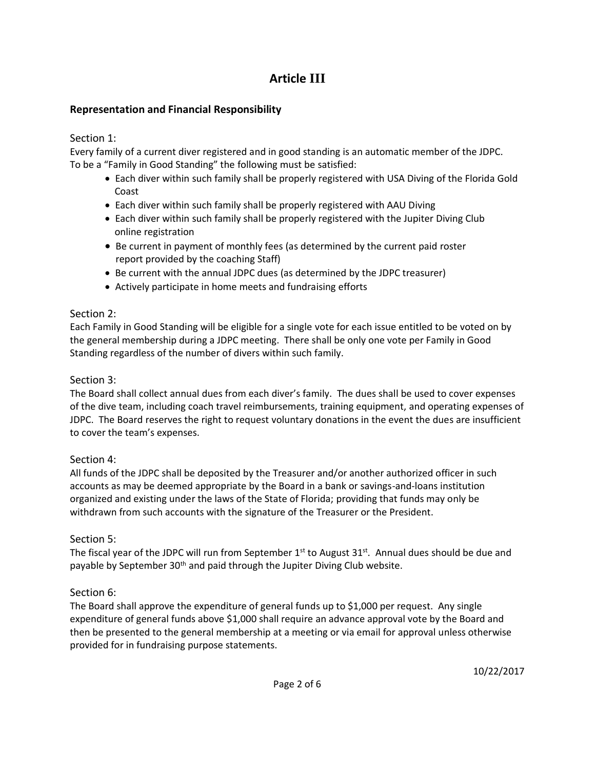# Article III

### Representation and Financial Responsibility

Section 1:

Every family of a current diver registered and in good standing is an automatic member of the JDPC. To be a "Family in Good Standing" the following must be satisfied:

- Each diver within such family shall be properly registered with USA Diving of the Florida Gold Coast
- Each diver within such family shall be properly registered with AAU Diving
- Each diver within such family shall be properly registered with the Jupiter Diving Club online registration
- Be current in payment of monthly fees (as determined by the current paid roster report provided by the coaching Staff)
- Be current with the annual JDPC dues (as determined by the JDPC treasurer)
- Actively participate in home meets and fundraising efforts

Section 2:

Each Family in Good Standing will be eligible for a single vote for each issue entitled to be voted on by the general membership during a JDPC meeting. There shall be only one vote per Family in Good Standing regardless of the number of divers within such family.

Section 3:

The Board shall collect annual dues from each diver's family. The dues shall be used to cover expenses of the dive team, including coach travel reimbursements, training equipment, and operating expenses of JDPC. The Board reserves the right to request voluntary donations in the event the dues are insufficient to cover the team's expenses.

Section 4:

All funds of the JDPC shall be deposited by the Treasurer and/or another authorized officer in such accounts as may be deemed appropriate by the Board in a bank or savings-and-loans institution organized and existing under the laws of the State of Florida; providing that funds may only be withdrawn from such accounts with the signature of the Treasurer or the President.

Section 5:

The fiscal year of the JDPC will run from September 1st to August 31st. Annual dues should be due and payable by September 30th and paid through the Jupiter Diving Club website.

Section 6:

The Board shall approve the expenditure of general funds up to $1,000 per request. Any single expenditure of general funds above $1,000 shall require an advance approval vote by the Board and then be presented to the general membership at a meeting or via email for approval unless otherwise provided for in fundraising purpose statements.

10/22/2017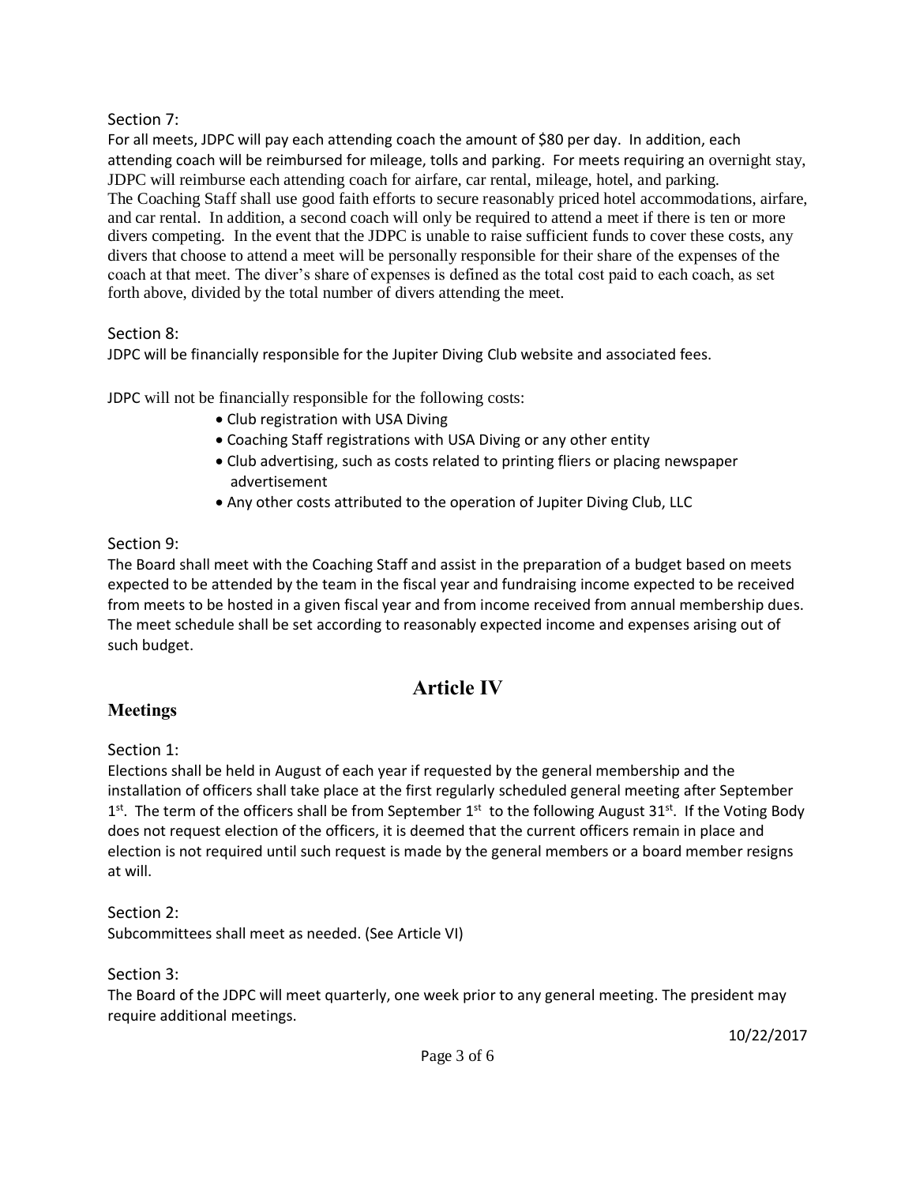Section 7:
For all meets, JDPC will pay each attending coach the amount of $80 per day. In addition, each attending coach will be reimbursed for mileage, tolls and parking. For meets requiring an overnight stay, JDPC will reimburse each attending coach for airfare, car rental, mileage, hotel, and parking. The Coaching Staff shall use good faith efforts to secure reasonably priced hotel accommodations, airfare, and car rental. In addition, a second coach will only be required to attend a meet if there is ten or more divers competing. In the event that the JDPC is unable to raise sufficient funds to cover these costs, any divers that choose to attend a meet will be personally responsible for their share of the expenses of the coach at that meet. The diver's share of expenses is defined as the total cost paid to each coach, as set forth above, divided by the total number of divers attending the meet.

Section 8:
JDPC will be financially responsible for the Jupiter Diving Club website and associated fees.

JDPC will not be financially responsible for the following costs:

- Club registration with USA Diving
- Coaching Staff registrations with USA Diving or any other entity
- Club advertising, such as costs related to printing fliers or placing newspaper advertisement
- Any other costs attributed to the operation of Jupiter Diving Club, LLC

Section 9:
The Board shall meet with the Coaching Staff and assist in the preparation of a budget based on meets expected to be attended by the team in the fiscal year and fundraising income expected to be received from meets to be hosted in a given fiscal year and from income received from annual membership dues. The meet schedule shall be set according to reasonably expected income and expenses arising out of such budget.

# Article IV

## Meetings

Section 1:
Elections shall be held in August of each year if requested by the general membership and the installation of officers shall take place at the first regularly scheduled general meeting after September 1st. The term of the officers shall be from September 1st to the following August 31st. If the Voting Body does not request election of the officers, it is deemed that the current officers remain in place and election is not required until such request is made by the general members or a board member resigns at will.

Section 2:
Subcommittees shall meet as needed. (See Article VI)

Section 3:
The Board of the JDPC will meet quarterly, one week prior to any general meeting. The president may require additional meetings.

10/22/2017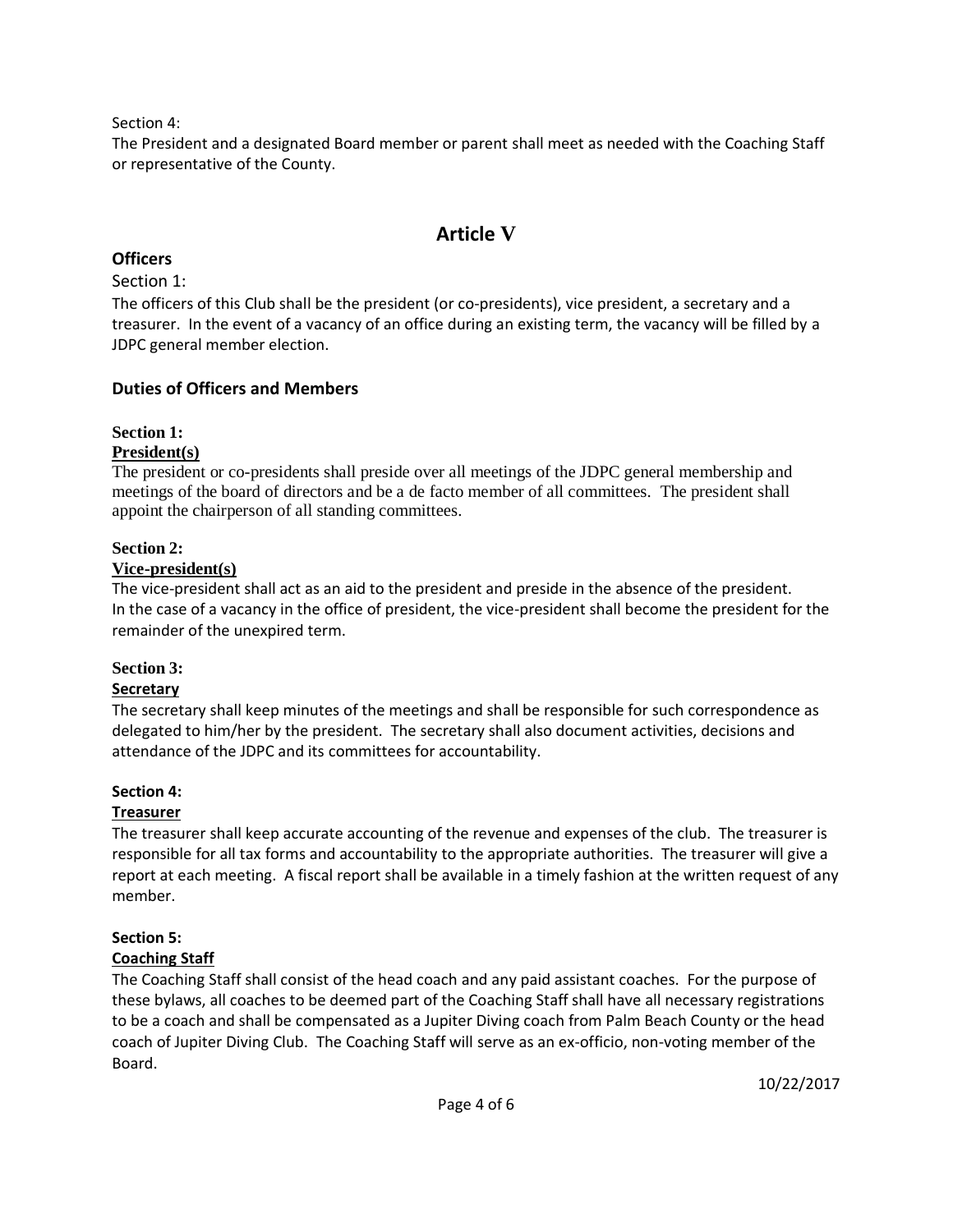Section 4:
The President and a designated Board member or parent shall meet as needed with the Coaching Staff or representative of the County.

# Article V

## Officers

Section 1:
The officers of this Club shall be the president (or co-presidents), vice president, a secretary and a treasurer. In the event of a vacancy of an office during an existing term, the vacancy will be filled by a JDPC general member election.

## Duties of Officers and Members

**Section 1:**
**President(s)**
The president or co-presidents shall preside over all meetings of the JDPC general membership and meetings of the board of directors and be a de facto member of all committees. The president shall appoint the chairperson of all standing committees.

**Section 2:**
**Vice-president(s)**
The vice-president shall act as an aid to the president and preside in the absence of the president. In the case of a vacancy in the office of president, the vice-president shall become the president for the remainder of the unexpired term.

**Section 3:**
**Secretary**
The secretary shall keep minutes of the meetings and shall be responsible for such correspondence as delegated to him/her by the president. The secretary shall also document activities, decisions and attendance of the JDPC and its committees for accountability.

**Section 4:**
**Treasurer**
The treasurer shall keep accurate accounting of the revenue and expenses of the club. The treasurer is responsible for all tax forms and accountability to the appropriate authorities. The treasurer will give a report at each meeting. A fiscal report shall be available in a timely fashion at the written request of any member.

**Section 5:**
**Coaching Staff**
The Coaching Staff shall consist of the head coach and any paid assistant coaches. For the purpose of these bylaws, all coaches to be deemed part of the Coaching Staff shall have all necessary registrations to be a coach and shall be compensated as a Jupiter Diving coach from Palm Beach County or the head coach of Jupiter Diving Club. The Coaching Staff will serve as an ex-officio, non-voting member of the Board.

10/22/2017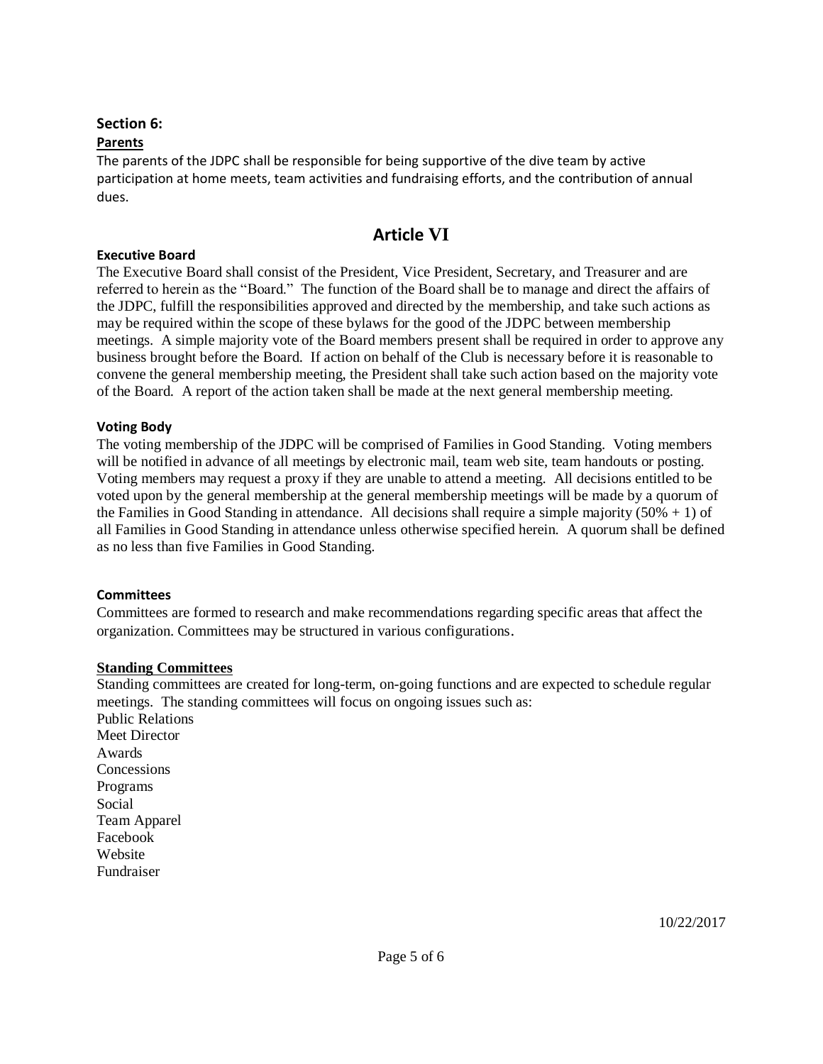### Section 6:

**Parents**

The parents of the JDPC shall be responsible for being supportive of the dive team by active participation at home meets, team activities and fundraising efforts, and the contribution of annual dues.

## Article VI

**Executive Board**

The Executive Board shall consist of the President, Vice President, Secretary, and Treasurer and are referred to herein as the "Board." The function of the Board shall be to manage and direct the affairs of the JDPC, fulfill the responsibilities approved and directed by the membership, and take such actions as may be required within the scope of these bylaws for the good of the JDPC between membership meetings. A simple majority vote of the Board members present shall be required in order to approve any business brought before the Board. If action on behalf of the Club is necessary before it is reasonable to convene the general membership meeting, the President shall take such action based on the majority vote of the Board. A report of the action taken shall be made at the next general membership meeting.

**Voting Body**

The voting membership of the JDPC will be comprised of Families in Good Standing. Voting members will be notified in advance of all meetings by electronic mail, team web site, team handouts or posting. Voting members may request a proxy if they are unable to attend a meeting. All decisions entitled to be voted upon by the general membership at the general membership meetings will be made by a quorum of the Families in Good Standing in attendance. All decisions shall require a simple majority (50% + 1) of all Families in Good Standing in attendance unless otherwise specified herein. A quorum shall be defined as no less than five Families in Good Standing.

**Committees**

Committees are formed to research and make recommendations regarding specific areas that affect the organization. Committees may be structured in various configurations.

**Standing Committees**

Standing committees are created for long-term, on-going functions and are expected to schedule regular meetings. The standing committees will focus on ongoing issues such as:

Public Relations
Meet Director
Awards
Concessions
Programs
Social
Team Apparel
Facebook
Website
Fundraiser

10/22/2017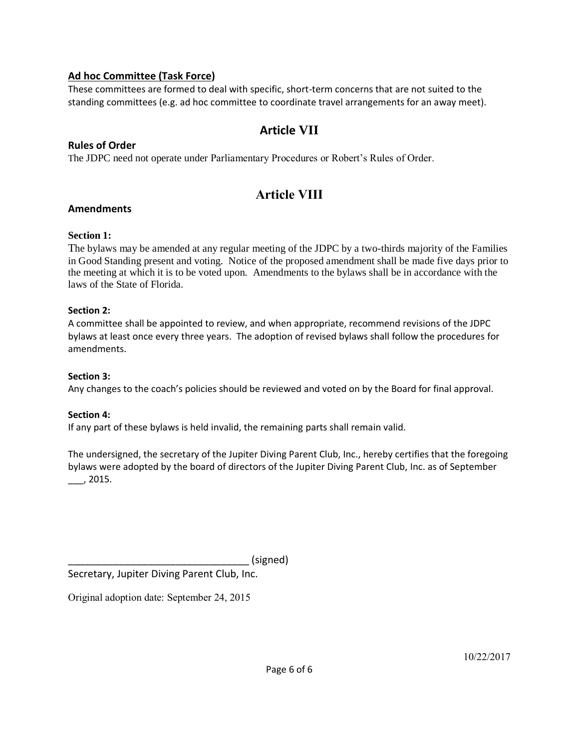**Ad hoc Committee (Task Force)**

These committees are formed to deal with specific, short-term concerns that are not suited to the standing committees (e.g. ad hoc committee to coordinate travel arrangements for an away meet).

## Article VII

### Rules of Order

The JDPC need not operate under Parliamentary Procedures or Robert's Rules of Order.

## Article VIII

### Amendments

**Section 1:**

The bylaws may be amended at any regular meeting of the JDPC by a two-thirds majority of the Families in Good Standing present and voting. Notice of the proposed amendment shall be made five days prior to the meeting at which it is to be voted upon. Amendments to the bylaws shall be in accordance with the laws of the State of Florida.

**Section 2:**

A committee shall be appointed to review, and when appropriate, recommend revisions of the JDPC bylaws at least once every three years. The adoption of revised bylaws shall follow the procedures for amendments.

**Section 3:**

Any changes to the coach's policies should be reviewed and voted on by the Board for final approval.

**Section 4:**

If any part of these bylaws is held invalid, the remaining parts shall remain valid.

The undersigned, the secretary of the Jupiter Diving Parent Club, Inc., hereby certifies that the foregoing bylaws were adopted by the board of directors of the Jupiter Diving Parent Club, Inc. as of September ___, 2015.

________________________________ (signed)

Secretary, Jupiter Diving Parent Club, Inc.

Original adoption date: September 24, 2015

10/22/2017